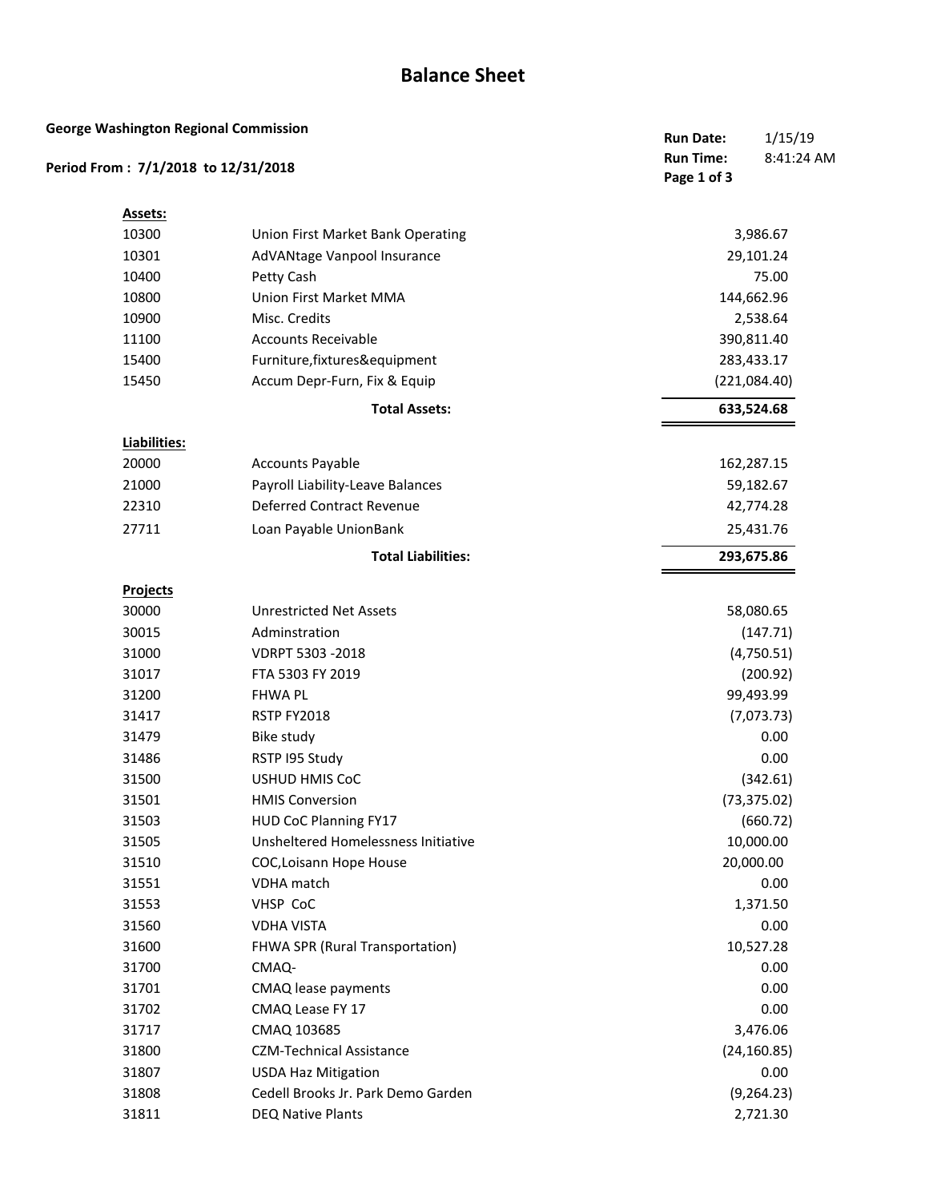# Balance Sheet

**George Washington Regional Commission**

**Period From : 7/1/2018 to 12/31/2018**

**Run Date:** 1/15/19
**Run Time:** 8:41:24 AM

| | | |
|---|---|---|
| **Assets:** | | |
| 10300 | Union First Market Bank Operating | 3,986.67 |
| 10301 | AdVANtage Vanpool Insurance | 29,101.24 |
| 10400 | Petty Cash | 75.00 |
| 10800 | Union First Market MMA | 144,662.96 |
| 10900 | Misc. Credits | 2,538.64 |
| 11100 | Accounts Receivable | 390,811.40 |
| 15400 | Furniture,fixtures&equipment | 283,433.17 |
| 15450 | Accum Depr-Furn, Fix & Equip | (221,084.40) |
| | **Total Assets:** | **633,524.68** |
| **Liabilities:** | | |
| 20000 | Accounts Payable | 162,287.15 |
| 21000 | Payroll Liability-Leave Balances | 59,182.67 |
| 22310 | Deferred Contract Revenue | 42,774.28 |
| 27711 | Loan Payable UnionBank | 25,431.76 |
| | **Total Liabilities:** | **293,675.86** |
| **Projects** | | |
| 30000 | Unrestricted Net Assets | 58,080.65 |
| 30015 | Adminstration | (147.71) |
| 31000 | VDRPT 5303 -2018 | (4,750.51) |
| 31017 | FTA 5303 FY 2019 | (200.92) |
| 31200 | FHWA PL | 99,493.99 |
| 31417 | RSTP FY2018 | (7,073.73) |
| 31479 | Bike study | 0.00 |
| 31486 | RSTP I95 Study | 0.00 |
| 31500 | USHUD HMIS CoC | (342.61) |
| 31501 | HMIS Conversion | (73,375.02) |
| 31503 | HUD CoC Planning FY17 | (660.72) |
| 31505 | Unsheltered Homelessness Initiative | 10,000.00 |
| 31510 | COC,Loisann Hope House | 20,000.00 |
| 31551 | VDHA match | 0.00 |
| 31553 | VHSP CoC | 1,371.50 |
| 31560 | VDHA VISTA | 0.00 |
| 31600 | FHWA SPR (Rural Transportation) | 10,527.28 |
| 31700 | CMAQ- | 0.00 |
| 31701 | CMAQ lease payments | 0.00 |
| 31702 | CMAQ Lease FY 17 | 0.00 |
| 31717 | CMAQ 103685 | 3,476.06 |
| 31800 | CZM-Technical Assistance | (24,160.85) |
| 31807 | USDA Haz Mitigation | 0.00 |
| 31808 | Cedell Brooks Jr. Park Demo Garden | (9,264.23) |
| 31811 | DEQ Native Plants | 2,721.30 |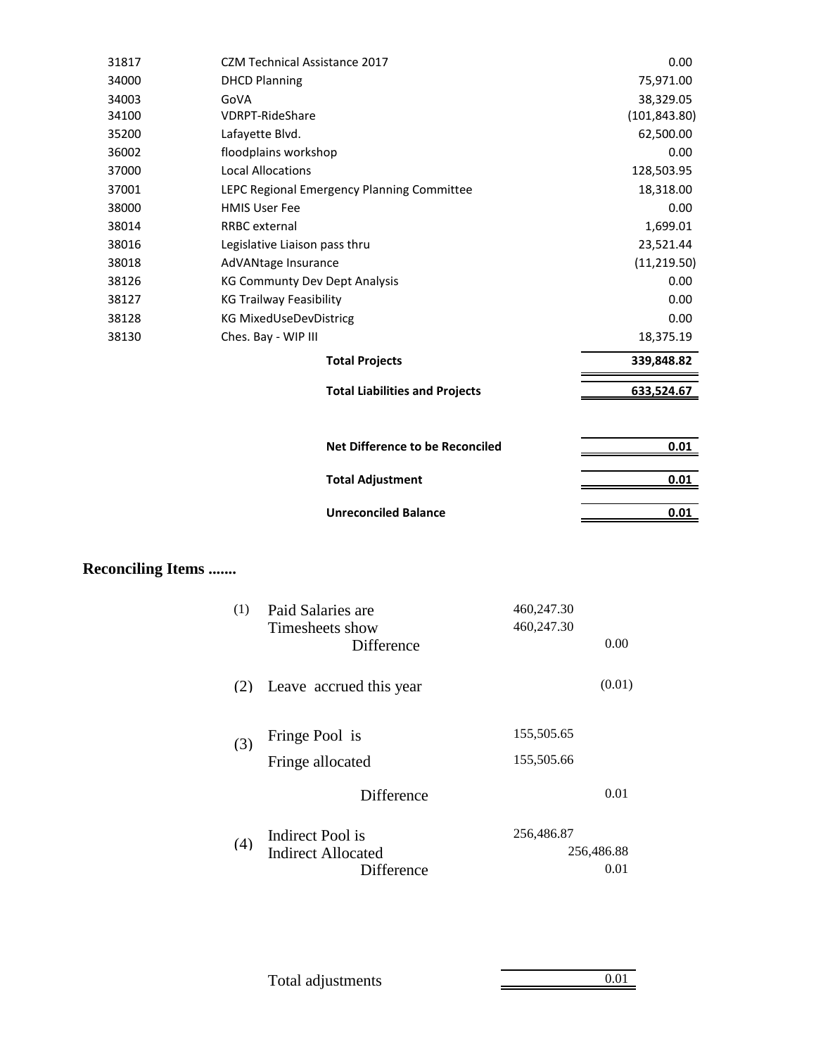| | | |
|---|---|---|
| 31817 | CZM Technical Assistance 2017 | 0.00 |
| 34000 | DHCD Planning | 75,971.00 |
| 34003 | GoVA | 38,329.05 |
| 34100 | VDRPT-RideShare | (101,843.80) |
| 35200 | Lafayette Blvd. | 62,500.00 |
| 36002 | floodplains workshop | 0.00 |
| 37000 | Local Allocations | 128,503.95 |
| 37001 | LEPC Regional Emergency Planning Committee | 18,318.00 |
| 38000 | HMIS User Fee | 0.00 |
| 38014 | RRBC external | 1,699.01 |
| 38016 | Legislative Liaison pass thru | 23,521.44 |
| 38018 | AdVANtage Insurance | (11,219.50) |
| 38126 | KG Communty Dev Dept Analysis | 0.00 |
| 38127 | KG Trailway Feasibility | 0.00 |
| 38128 | KG MixedUseDevDistricg | 0.00 |
| 38130 | Ches. Bay - WIP III | 18,375.19 |
| | **Total Projects** | **339,848.82** |
| | **Total Liabilities and Projects** | **633,524.67** |
| | **Net Difference to be Reconciled** | **0.01** |
| | **Total Adjustment** | **0.01** |
| | **Unreconciled Balance** | **0.01** |

## Reconciling Items .......

| | | | |
|---|---|---|---|
| (1) | Paid Salaries are | 460,247.30 | |
| | Timesheets show | 460,247.30 | |
| | Difference | | 0.00 |
| (2) | Leave accrued this year | | (0.01) |
| (3) | Fringe Pool is | 155,505.65 | |
| | Fringe allocated | 155,505.66 | |
| | Difference | | 0.01 |
| (4) | Indirect Pool is | 256,486.87 | |
| | Indirect Allocated | | 256,486.88 |
| | Difference | | 0.01 |
| | Total adjustments | | 0.01 |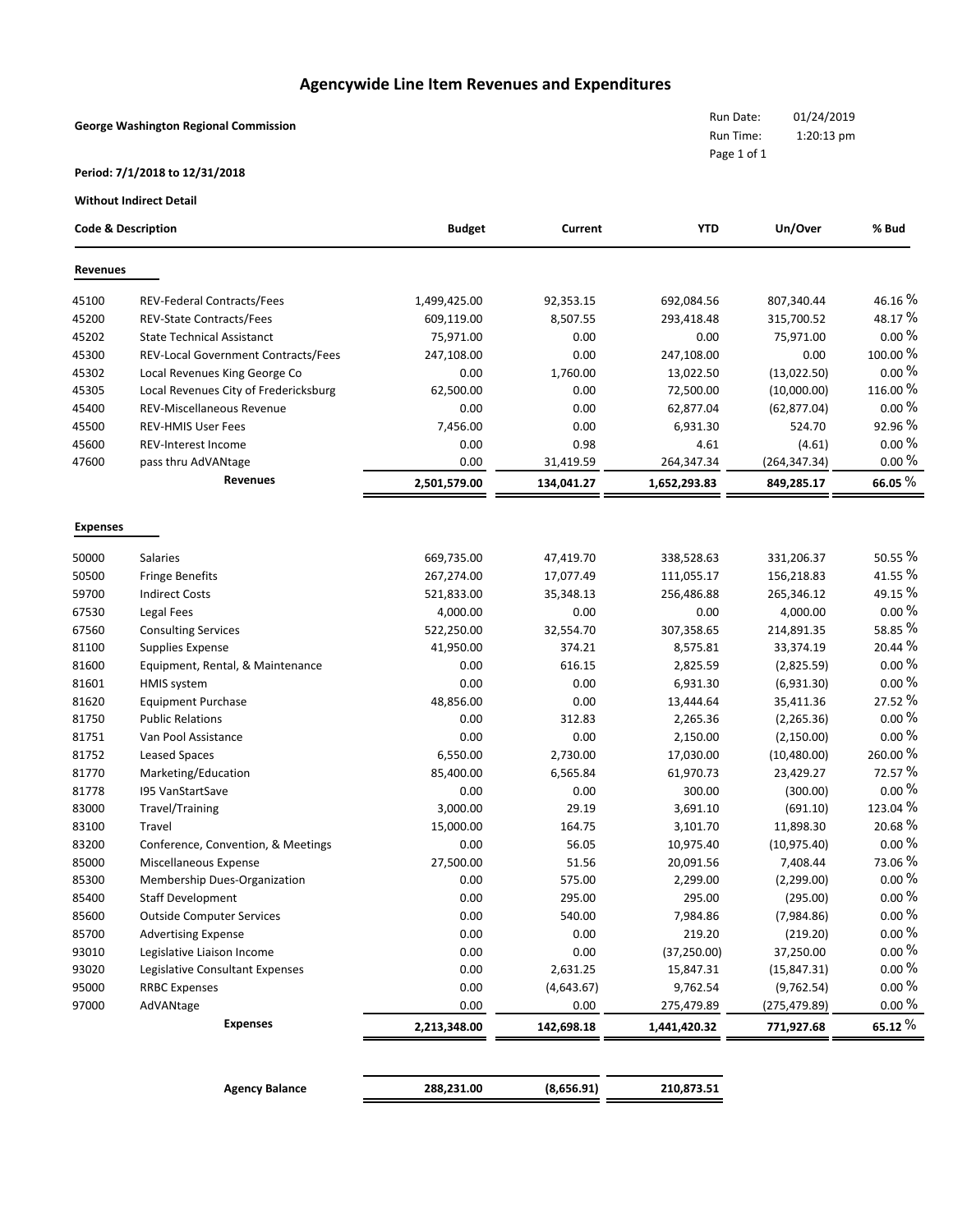# Agencywide Line Item Revenues and Expenditures

**George Washington Regional Commission**

Run Date: 01/24/2019
Run Time: 1:20:13 pm
Page 1 of 1

**Period: 7/1/2018 to 12/31/2018**

**Without Indirect Detail**

| Code & Description | | Budget | Current | YTD | Un/Over | % Bud |
|---|---|---|---|---|---|---|
| **Revenues** | | | | | | |
| 45100 | REV-Federal Contracts/Fees | 1,499,425.00 | 92,353.15 | 692,084.56 | 807,340.44 | 46.16 % |
| 45200 | REV-State Contracts/Fees | 609,119.00 | 8,507.55 | 293,418.48 | 315,700.52 | 48.17 % |
| 45202 | State Technical Assistant | 75,971.00 | 0.00 | 0.00 | 75,971.00 | 0.00 % |
| 45300 | REV-Local Government Contracts/Fees | 247,108.00 | 0.00 | 247,108.00 | 0.00 | 100.00 % |
| 45302 | Local Revenues King George Co | 0.00 | 1,760.00 | 13,022.50 | (13,022.50) | 0.00 % |
| 45305 | Local Revenues City of Fredericksburg | 62,500.00 | 0.00 | 72,500.00 | (10,000.00) | 116.00 % |
| 45400 | REV-Miscellaneous Revenue | 0.00 | 0.00 | 62,877.04 | (62,877.04) | 0.00 % |
| 45500 | REV-HMIS User Fees | 7,456.00 | 0.00 | 6,931.30 | 524.70 | 92.96 % |
| 45600 | REV-Interest Income | 0.00 | 0.98 | 4.61 | (4.61) | 0.00 % |
| 47600 | pass thru AdVANtage | 0.00 | 31,419.59 | 264,347.34 | (264,347.34) | 0.00 % |
| | **Revenues** | **2,501,579.00** | **134,041.27** | **1,652,293.83** | **849,285.17** | **66.05 %** |
| **Expenses** | | | | | | |
| 50000 | Salaries | 669,735.00 | 47,419.70 | 338,528.63 | 331,206.37 | 50.55 % |
| 50500 | Fringe Benefits | 267,274.00 | 17,077.49 | 111,055.17 | 156,218.83 | 41.55 % |
| 59700 | Indirect Costs | 521,833.00 | 35,348.13 | 256,486.88 | 265,346.12 | 49.15 % |
| 67530 | Legal Fees | 4,000.00 | 0.00 | 0.00 | 4,000.00 | 0.00 % |
| 67560 | Consulting Services | 522,250.00 | 32,554.70 | 307,358.65 | 214,891.35 | 58.85 % |
| 81100 | Supplies Expense | 41,950.00 | 374.21 | 8,575.81 | 33,374.19 | 20.44 % |
| 81600 | Equipment, Rental, & Maintenance | 0.00 | 616.15 | 2,825.59 | (2,825.59) | 0.00 % |
| 81601 | HMIS system | 0.00 | 0.00 | 6,931.30 | (6,931.30) | 0.00 % |
| 81620 | Equipment Purchase | 48,856.00 | 0.00 | 13,444.64 | 35,411.36 | 27.52 % |
| 81750 | Public Relations | 0.00 | 312.83 | 2,265.36 | (2,265.36) | 0.00 % |
| 81751 | Van Pool Assistance | 0.00 | 0.00 | 2,150.00 | (2,150.00) | 0.00 % |
| 81752 | Leased Spaces | 6,550.00 | 2,730.00 | 17,030.00 | (10,480.00) | 260.00 % |
| 81770 | Marketing/Education | 85,400.00 | 6,565.84 | 61,970.73 | 23,429.27 | 72.57 % |
| 81778 | I95 VanStartSave | 0.00 | 0.00 | 300.00 | (300.00) | 0.00 % |
| 83000 | Travel/Training | 3,000.00 | 29.19 | 3,691.10 | (691.10) | 123.04 % |
| 83100 | Travel | 15,000.00 | 164.75 | 3,101.70 | 11,898.30 | 20.68 % |
| 83200 | Conference, Convention, & Meetings | 0.00 | 56.05 | 10,975.40 | (10,975.40) | 0.00 % |
| 85000 | Miscellaneous Expense | 27,500.00 | 51.56 | 20,091.56 | 7,408.44 | 73.06 % |
| 85300 | Membership Dues-Organization | 0.00 | 575.00 | 2,299.00 | (2,299.00) | 0.00 % |
| 85400 | Staff Development | 0.00 | 295.00 | 295.00 | (295.00) | 0.00 % |
| 85600 | Outside Computer Services | 0.00 | 540.00 | 7,984.86 | (7,984.86) | 0.00 % |
| 85700 | Advertising Expense | 0.00 | 0.00 | 219.20 | (219.20) | 0.00 % |
| 93010 | Legislative Liaison Income | 0.00 | 0.00 | (37,250.00) | 37,250.00 | 0.00 % |
| 93020 | Legislative Consultant Expenses | 0.00 | 2,631.25 | 15,847.31 | (15,847.31) | 0.00 % |
| 95000 | RRBC Expenses | 0.00 | (4,643.67) | 9,762.54 | (9,762.54) | 0.00 % |
| 97000 | AdVANtage | 0.00 | 0.00 | 275,479.89 | (275,479.89) | 0.00 % |
| | **Expenses** | **2,213,348.00** | **142,698.18** | **1,441,420.32** | **771,927.68** | **65.12 %** |
| | **Agency Balance** | **288,231.00** | **(8,656.91)** | **210,873.51** | | |